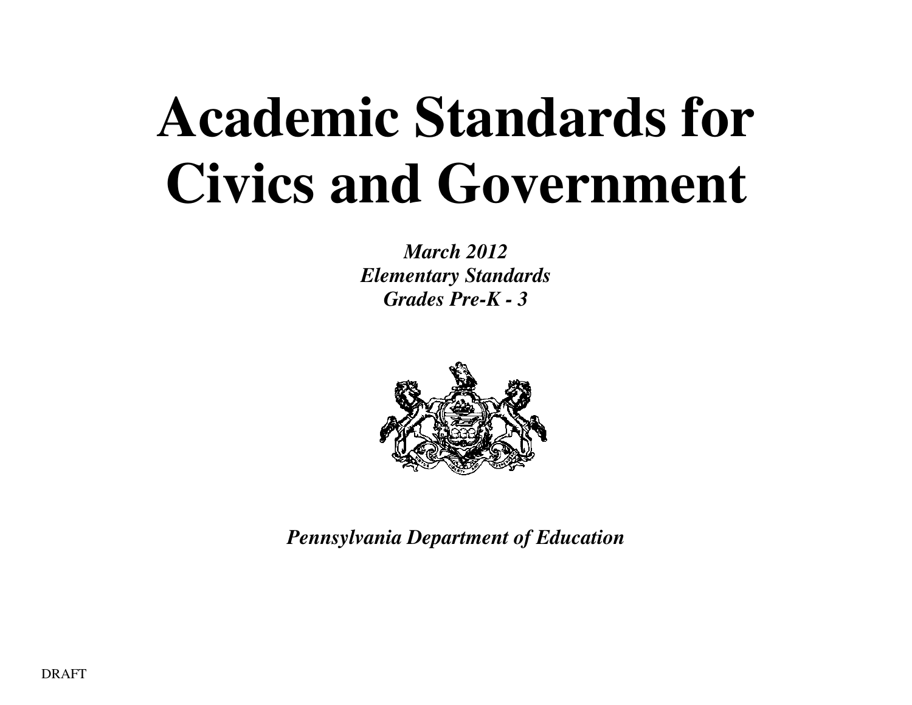# Academic Standards for Civics and Government

***March 2012***
***Elementary Standards***
***Grades Pre-K - 3***

***Pennsylvania Department of Education***

DRAFT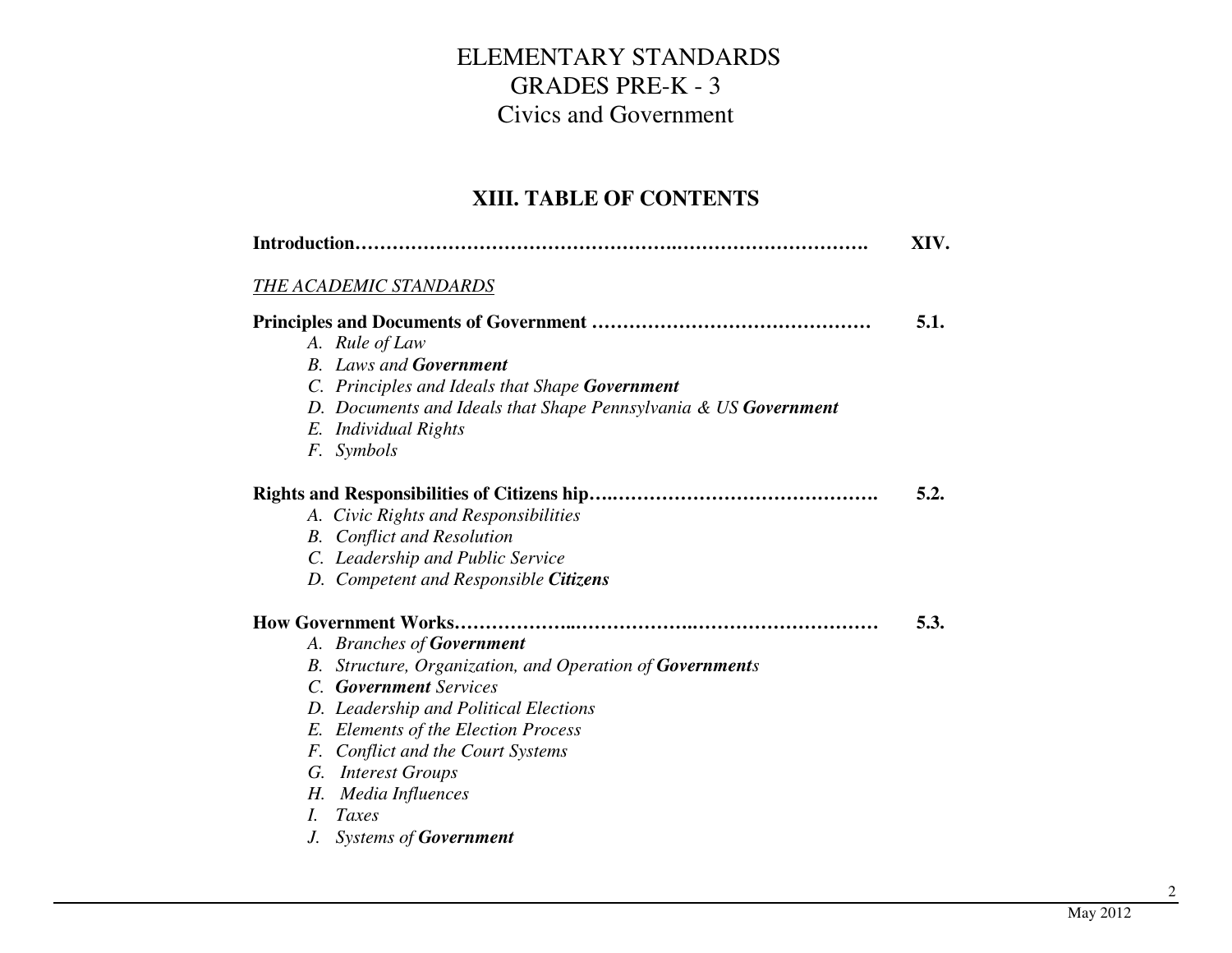# ELEMENTARY STANDARDS
# GRADES PRE-K - 3
# Civics and Government

## XIII. TABLE OF CONTENTS

**Introduction……………………………………….………………………….** **XIV.**

<u>*THE ACADEMIC STANDARDS*</u>

**Principles and Documents of Government ………………………………………** **5.1.**

*A. Rule of Law*
*B. Laws and **Government***
*C. Principles and Ideals that Shape **Government***
*D. Documents and Ideals that Shape Pennsylvania & US **Government***
*E. Individual Rights*
*F. Symbols*

**Rights and Responsibilities of Citizens hip…..…………………………………….** **5.2.**

*A. Civic Rights and Responsibilities*
*B. Conflict and Resolution*
*C. Leadership and Public Service*
*D. Competent and Responsible **Citizens***

**How Government Works……………..……………..……………………………** **5.3.**

*A. Branches of **Government***
*B. Structure, Organization, and Operation of **Government**s*
*C. **Government** Services*
*D. Leadership and Political Elections*
*E. Elements of the Election Process*
*F. Conflict and the Court Systems*
*G. Interest Groups*
*H. Media Influences*
*I. Taxes*
*J. Systems of **Government***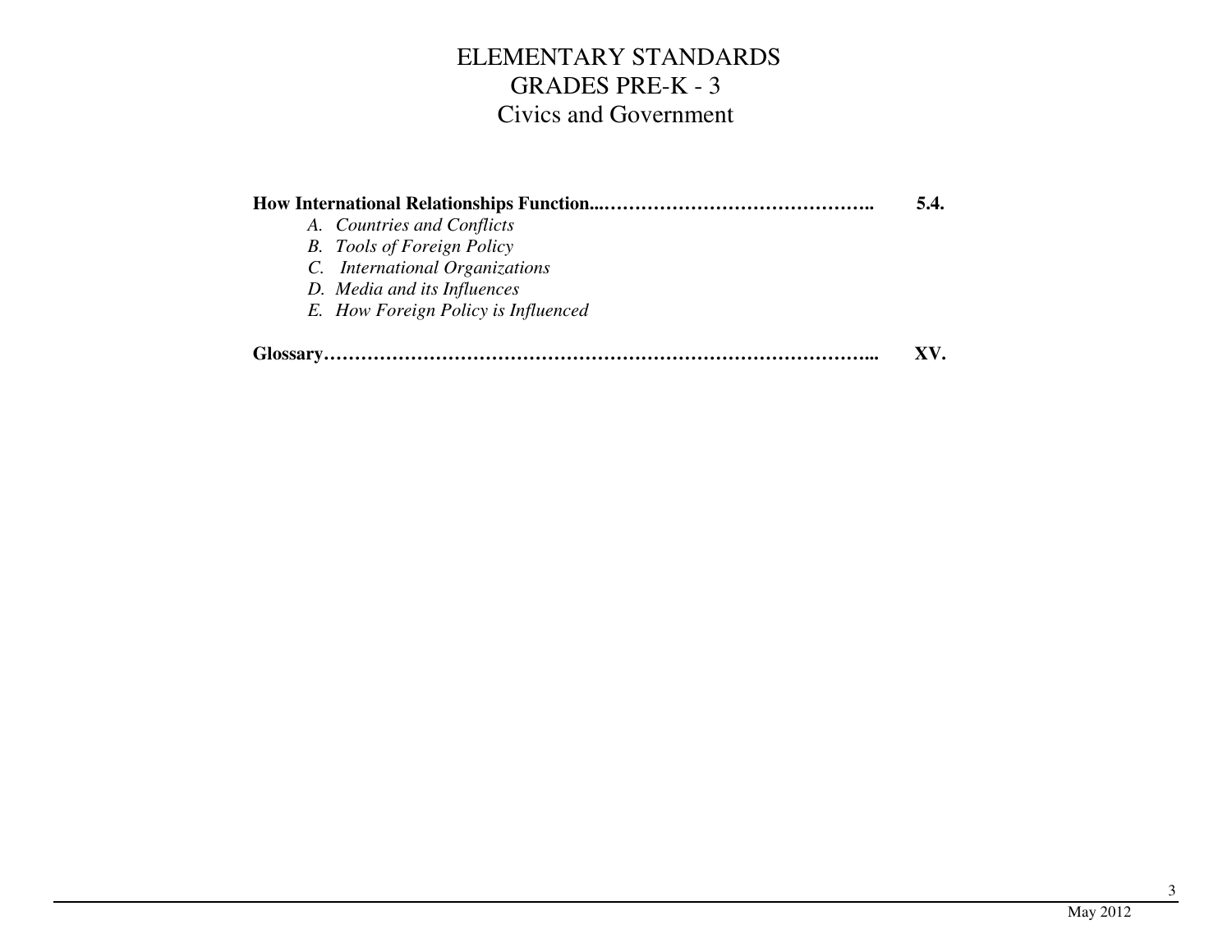# ELEMENTARY STANDARDS
## GRADES PRE-K - 3
## Civics and Government

**How International Relationships Function...…………………………………….. 5.4.**

- *A. Countries and Conflicts*
- *B. Tools of Foreign Policy*
- *C. International Organizations*
- *D. Media and its Influences*
- *E. How Foreign Policy is Influenced*

**Glossary…………………………………………………………………………... XV.**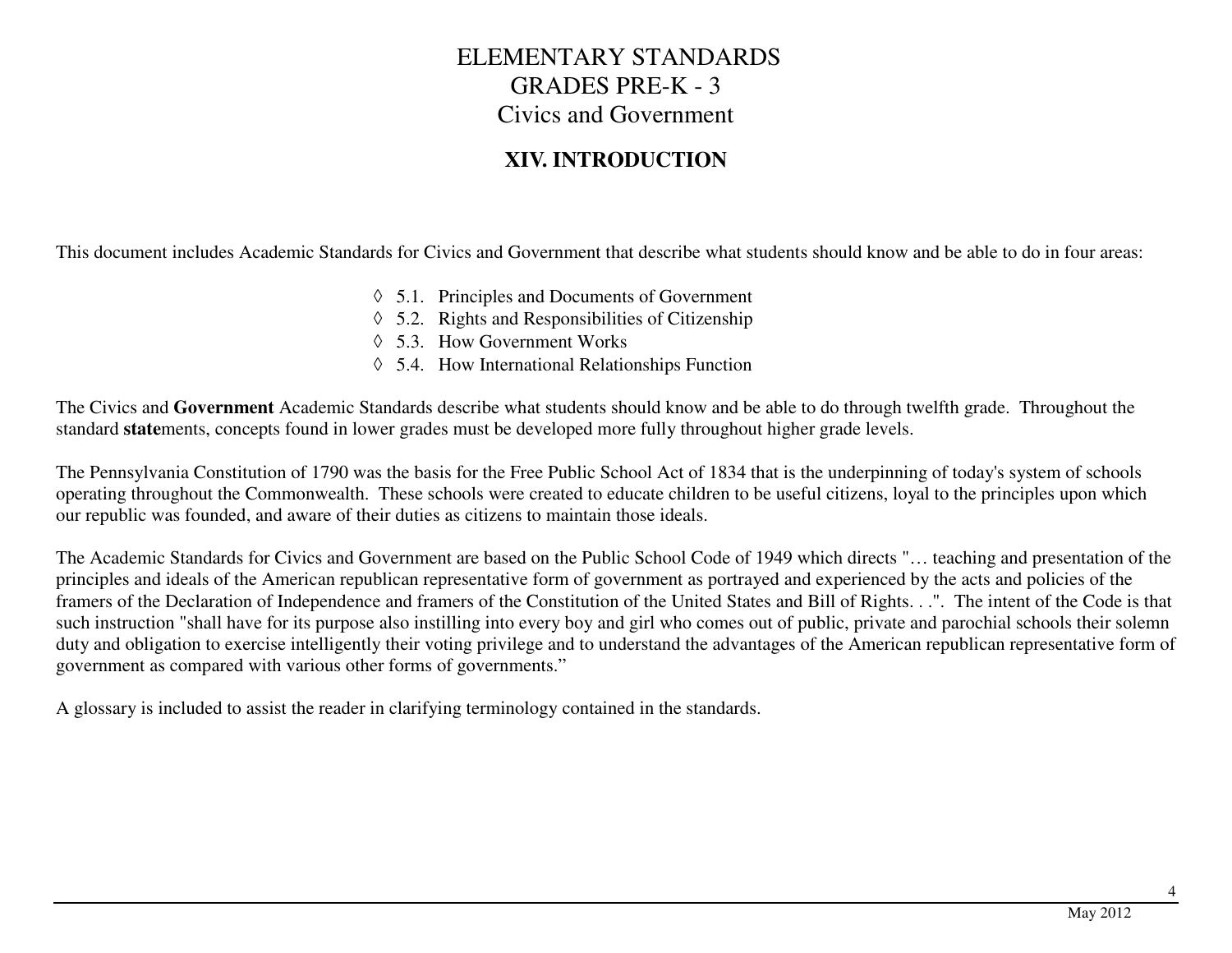# ELEMENTARY STANDARDS
# GRADES PRE-K - 3
# Civics and Government

## XIV. INTRODUCTION

This document includes Academic Standards for Civics and Government that describe what students should know and be able to do in four areas:

- ◊ 5.1. Principles and Documents of Government
- ◊ 5.2. Rights and Responsibilities of Citizenship
- ◊ 5.3. How Government Works
- ◊ 5.4. How International Relationships Function

The Civics and **Government** Academic Standards describe what students should know and be able to do through twelfth grade. Throughout the standard **state**ments, concepts found in lower grades must be developed more fully throughout higher grade levels.

The Pennsylvania Constitution of 1790 was the basis for the Free Public School Act of 1834 that is the underpinning of today's system of schools operating throughout the Commonwealth. These schools were created to educate children to be useful citizens, loyal to the principles upon which our republic was founded, and aware of their duties as citizens to maintain those ideals.

The Academic Standards for Civics and Government are based on the Public School Code of 1949 which directs "… teaching and presentation of the principles and ideals of the American republican representative form of government as portrayed and experienced by the acts and policies of the framers of the Declaration of Independence and framers of the Constitution of the United States and Bill of Rights. . .". The intent of the Code is that such instruction "shall have for its purpose also instilling into every boy and girl who comes out of public, private and parochial schools their solemn duty and obligation to exercise intelligently their voting privilege and to understand the advantages of the American republican representative form of government as compared with various other forms of governments."

A glossary is included to assist the reader in clarifying terminology contained in the standards.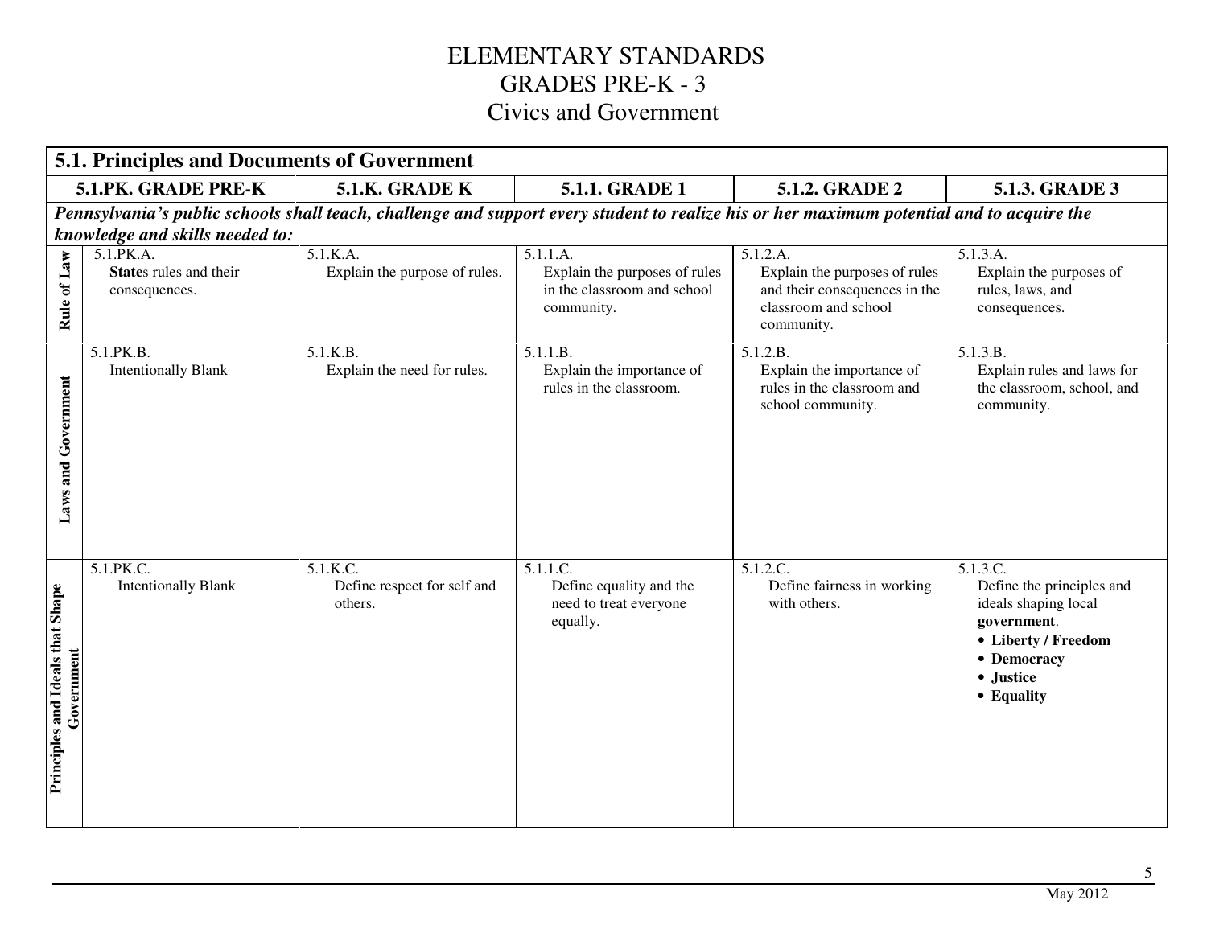# ELEMENTARY STANDARDS
# GRADES PRE-K - 3
## Civics and Government

| **5.1. Principles and Documents of Government** | | | | | |
|---|---|---|---|---|---|
| | **5.1.PK. GRADE PRE-K** | **5.1.K. GRADE K** | **5.1.1. GRADE 1** | **5.1.2. GRADE 2** | **5.1.3. GRADE 3** |
| ***Pennsylvania's public schools shall teach, challenge and support every student to realize his or her maximum potential and to acquire the knowledge and skills needed to:*** | | | | | |
| **Rule of Law** | 5.1.PK.A. **State**s rules and their consequences. | 5.1.K.A. Explain the purpose of rules. | 5.1.1.A. Explain the purposes of rules in the classroom and school community. | 5.1.2.A. Explain the purposes of rules and their consequences in the classroom and school community. | 5.1.3.A. Explain the purposes of rules, laws, and consequences. |
| **Laws and Government** | 5.1.PK.B. Intentionally Blank | 5.1.K.B. Explain the need for rules. | 5.1.1.B. Explain the importance of rules in the classroom. | 5.1.2.B. Explain the importance of rules in the classroom and school community. | 5.1.3.B. Explain rules and laws for the classroom, school, and community. |
| **Principles and Ideals that Shape Government** | 5.1.PK.C. Intentionally Blank | 5.1.K.C. Define respect for self and others. | 5.1.1.C. Define equality and the need to treat everyone equally. | 5.1.2.C. Define fairness in working with others. | 5.1.3.C. Define the principles and ideals shaping local **government**. <br>• **Liberty / Freedom** <br>• **Democracy** <br>• **Justice** <br>• **Equality** |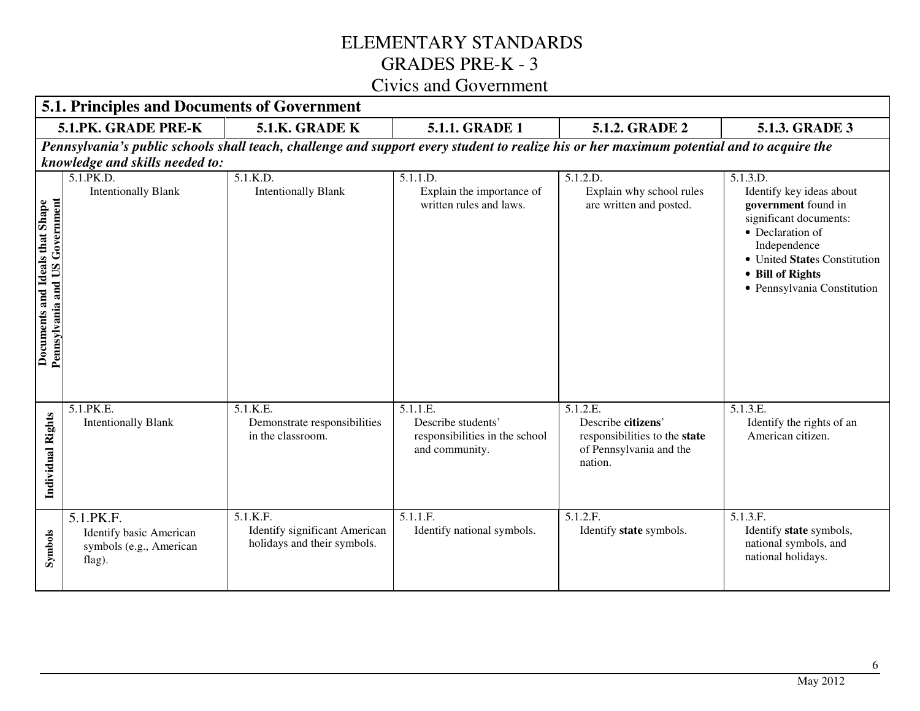# ELEMENTARY STANDARDS
# GRADES PRE-K - 3
## Civics and Government

| 5.1. Principles and Documents of Government | | | | | |
|---|---|---|---|---|---|
| | **5.1.PK. GRADE PRE-K** | **5.1.K. GRADE K** | **5.1.1. GRADE 1** | **5.1.2. GRADE 2** | **5.1.3. GRADE 3** |
| ***Pennsylvania's public schools shall teach, challenge and support every student to realize his or her maximum potential and to acquire the knowledge and skills needed to:*** | | | | | |
| **Documents and Ideals that Shape Pennsylvania and US Government** | 5.1.PK.D. Intentionally Blank | 5.1.K.D. Intentionally Blank | 5.1.1.D. Explain the importance of written rules and laws. | 5.1.2.D. Explain why school rules are written and posted. | 5.1.3.D. Identify key ideas about **government** found in significant documents: • Declaration of Independence • United **State**s Constitution • **Bill of Rights** • Pennsylvania Constitution |
| **Individual Rights** | 5.1.PK.E. Intentionally Blank | 5.1.K.E. Demonstrate responsibilities in the classroom. | 5.1.1.E. Describe students' responsibilities in the school and community. | 5.1.2.E. Describe **citizens**' responsibilities to the **state** of Pennsylvania and the nation. | 5.1.3.E. Identify the rights of an American citizen. |
| **Symbols** | 5.1.PK.F. Identify basic American symbols (e.g., American flag). | 5.1.K.F. Identify significant American holidays and their symbols. | 5.1.1.F. Identify national symbols. | 5.1.2.F. Identify **state** symbols. | 5.1.3.F. Identify **state** symbols, national symbols, and national holidays. |

May 2012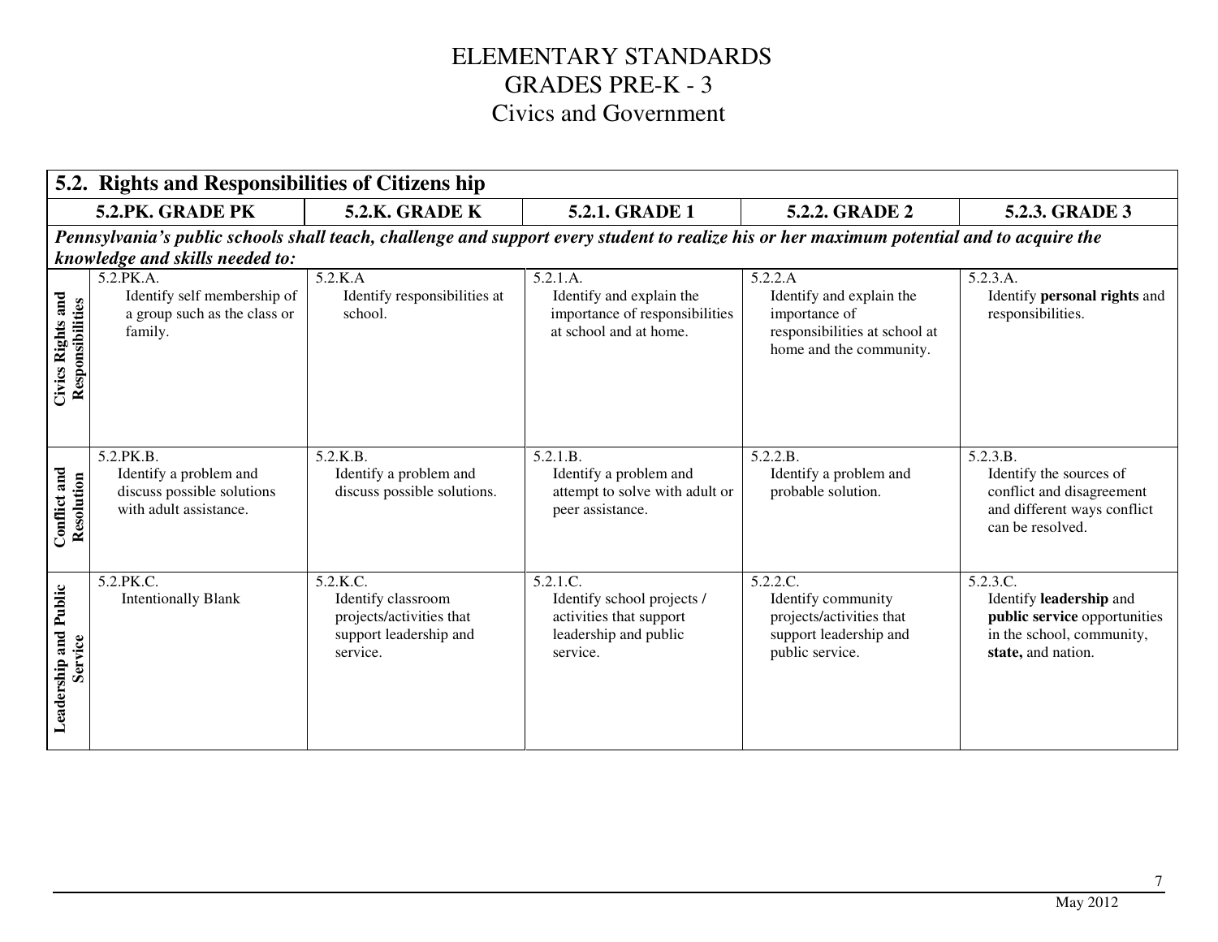# ELEMENTARY STANDARDS
# GRADES PRE-K - 3
# Civics and Government

| **5.2. Rights and Responsibilities of Citizens hip** | | | | | |
|---|---|---|---|---|---|
| | **5.2.PK. GRADE PK** | **5.2.K. GRADE K** | **5.2.1. GRADE 1** | **5.2.2. GRADE 2** | **5.2.3. GRADE 3** |
| ***Pennsylvania's public schools shall teach, challenge and support every student to realize his or her maximum potential and to acquire the knowledge and skills needed to:*** | | | | | |
| **Civics Rights and Responsibilities** | 5.2.PK.A. Identify self membership of a group such as the class or family. | 5.2.K.A Identify responsibilities at school. | 5.2.1.A. Identify and explain the importance of responsibilities at school and at home. | 5.2.2.A Identify and explain the importance of responsibilities at school home and the community. | 5.2.3.A. Identify **personal rights** and responsibilities. |
| **Conflict and Resolution** | 5.2.PK.B. Identify a problem and discuss possible solutions with adult assistance. | 5.2.K.B. Identify a problem and discuss possible solutions. | 5.2.1.B. Identify a problem and attempt to solve with adult or peer assistance. | 5.2.2.B. Identify a problem and probable solution. | 5.2.3.B. Identify the sources of conflict and disagreement and different ways conflict can be resolved. |
| **Leadership and Public Service** | 5.2.PK.C. Intentionally Blank | 5.2.K.C. Identify classroom projects/activities that support leadership and service. | 5.2.1.C. Identify school projects / activities that support leadership and public service. | 5.2.2.C. Identify community projects/activities that support leadership and public service. | 5.2.3.C. Identify **leadership** and **public service** opportunities in the school, community, **state,** and nation. |

May 2012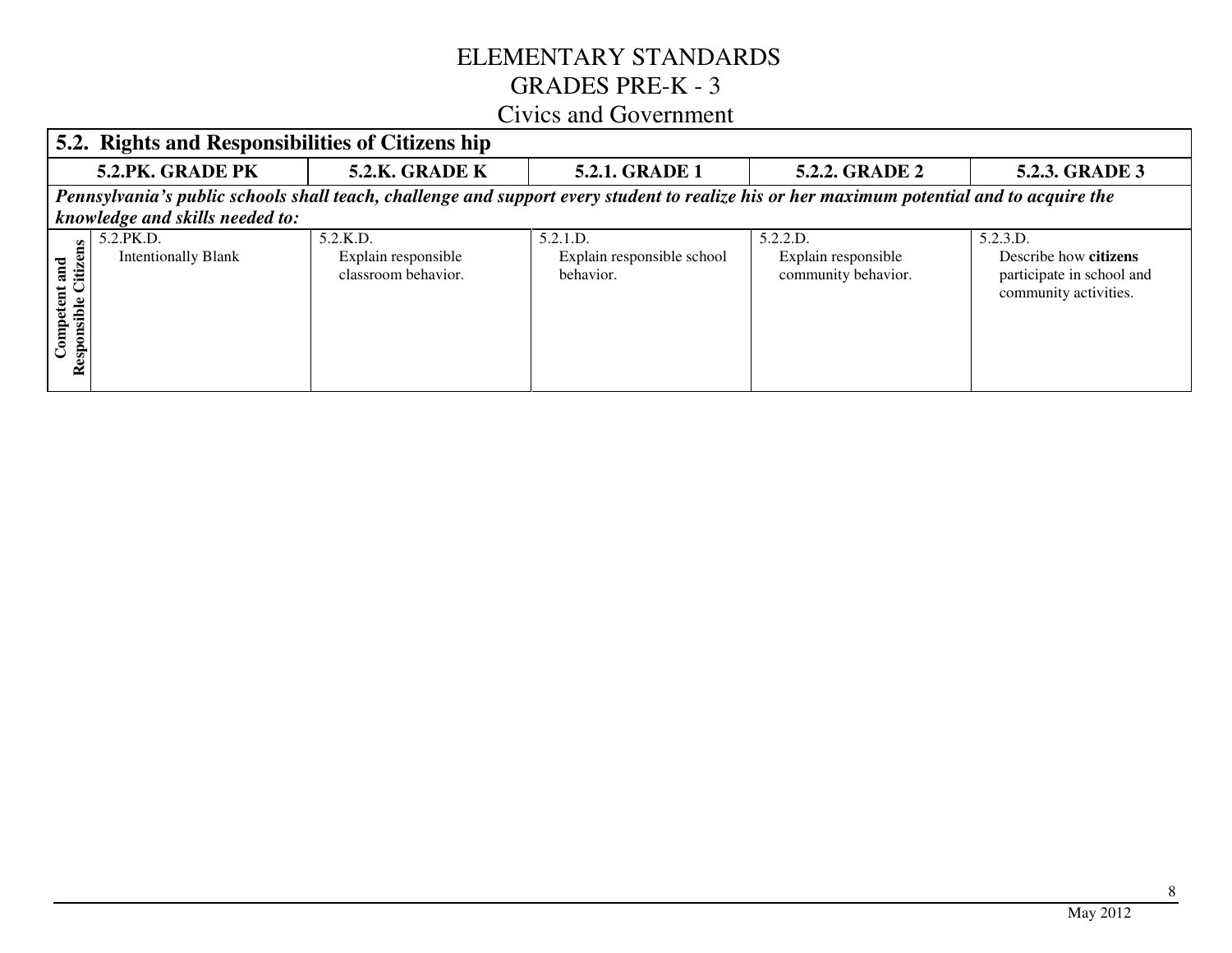# ELEMENTARY STANDARDS
## GRADES PRE-K - 3
## Civics and Government

| 5.2. Rights and Responsibilities of Citizens hip | | | | | |
|---|---|---|---|---|---|
| | **5.2.PK. GRADE PK** | **5.2.K. GRADE K** | **5.2.1. GRADE 1** | **5.2.2. GRADE 2** | **5.2.3. GRADE 3** |
| ***Pennsylvania's public schools shall teach, challenge and support every student to realize his or her maximum potential and to acquire the knowledge and skills needed to:*** | | | | | |
| **Competent and Responsible Citizens** | 5.2.PK.D. Intentionally Blank | 5.2.K.D. Explain responsible classroom behavior. | 5.2.1.D. Explain responsible school behavior. | 5.2.2.D. Explain responsible community behavior. | 5.2.3.D. Describe how **citizens** participate in school and community activities. |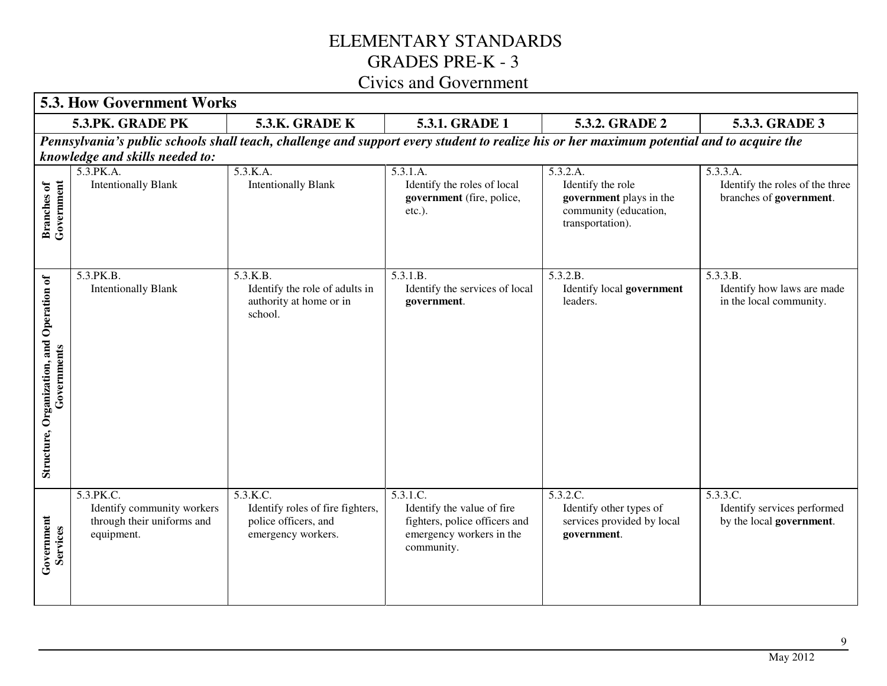# ELEMENTARY STANDARDS
# GRADES PRE-K - 3
# Civics and Government

| 5.3. How Government Works | | | | | |
|---|---|---|---|---|---|
| | **5.3.PK. GRADE PK** | **5.3.K. GRADE K** | **5.3.1. GRADE 1** | **5.3.2. GRADE 2** | **5.3.3. GRADE 3** |
| ***Pennsylvania's public schools shall teach, challenge and support every student to realize his or her maximum potential and to acquire the knowledge and skills needed to:*** | | | | | |
| **Branches of Government** | 5.3.PK.A. Intentionally Blank | 5.3.K.A. Intentionally Blank | 5.3.1.A. Identify the roles of local **government** (fire, police, etc.). | 5.3.2.A. Identify the role **government** plays in the community (education, transportation). | 5.3.3.A. Identify the roles of the three branches of **government**. |
| **Structure, Organization, and Operation of Governments** | 5.3.PK.B. Intentionally Blank | 5.3.K.B. Identify the role of adults in authority at home or in school. | 5.3.1.B. Identify the services of local **government**. | 5.3.2.B. Identify local **government** leaders. | 5.3.3.B. Identify how laws are made in the local community. |
| **Government Services** | 5.3.PK.C. Identify community workers through their uniforms and equipment. | 5.3.K.C. Identify roles of fire fighters, police officers, and emergency workers. | 5.3.1.C. Identify the value of fire fighters, police officers and emergency workers in the community. | 5.3.2.C. Identify other types of services provided by local **government**. | 5.3.3.C. Identify services performed by the local **government**. |

May 2012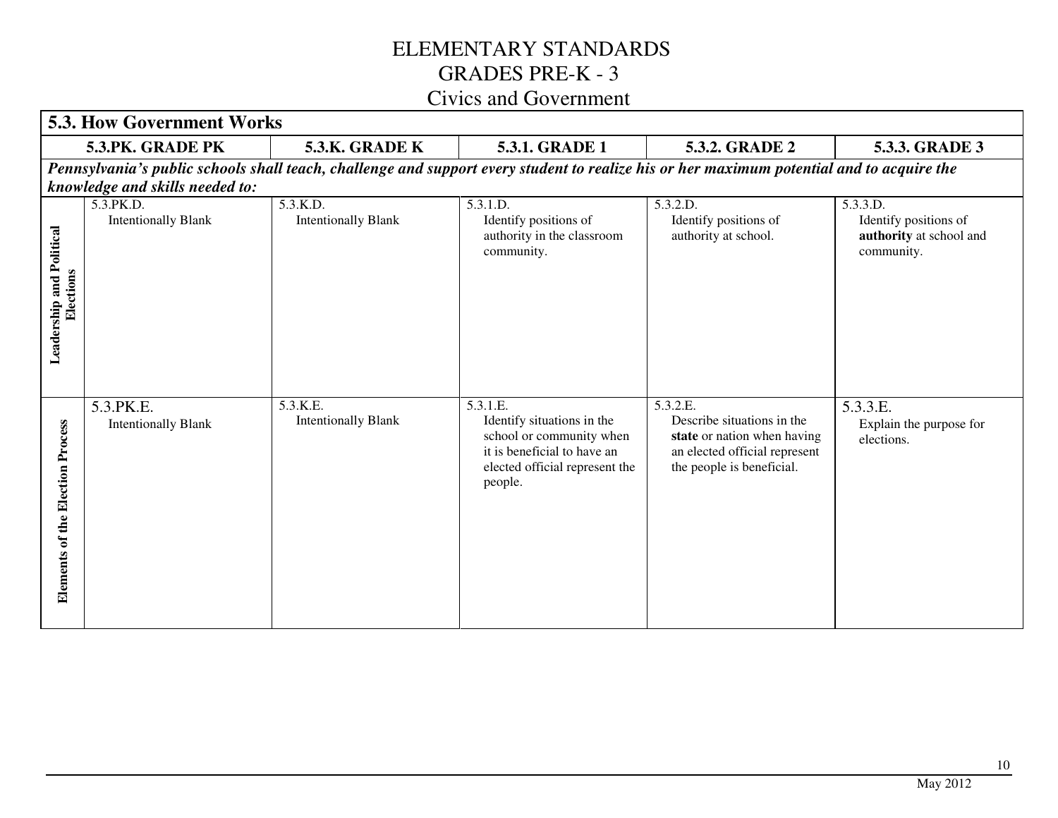# ELEMENTARY STANDARDS
# GRADES PRE-K - 3
## Civics and Government

| 5.3. How Government Works | | | | | |
|---|---|---|---|---|---|
| | **5.3.PK. GRADE PK** | **5.3.K. GRADE K** | **5.3.1. GRADE 1** | **5.3.2. GRADE 2** | **5.3.3. GRADE 3** |
| ***Pennsylvania's public schools shall teach, challenge and support every student to realize his or her maximum potential and to acquire the knowledge and skills needed to:*** | | | | | |
| **Leadership and Political Elections** | 5.3.PK.D. Intentionally Blank | 5.3.K.D. Intentionally Blank | 5.3.1.D. Identify positions of authority in the classroom community. | 5.3.2.D. Identify positions of authority at school. | 5.3.3.D. Identify positions of **authority** at school and community. |
| **Elements of the Election Process** | 5.3.PK.E. Intentionally Blank | 5.3.K.E. Intentionally Blank | 5.3.1.E. Identify situations in the school or community when it is beneficial to have an elected official represent the people. | 5.3.2.E. Describe situations in the **state** or nation when having an elected official represent the people is beneficial. | 5.3.3.E. Explain the purpose for elections. |

May 2012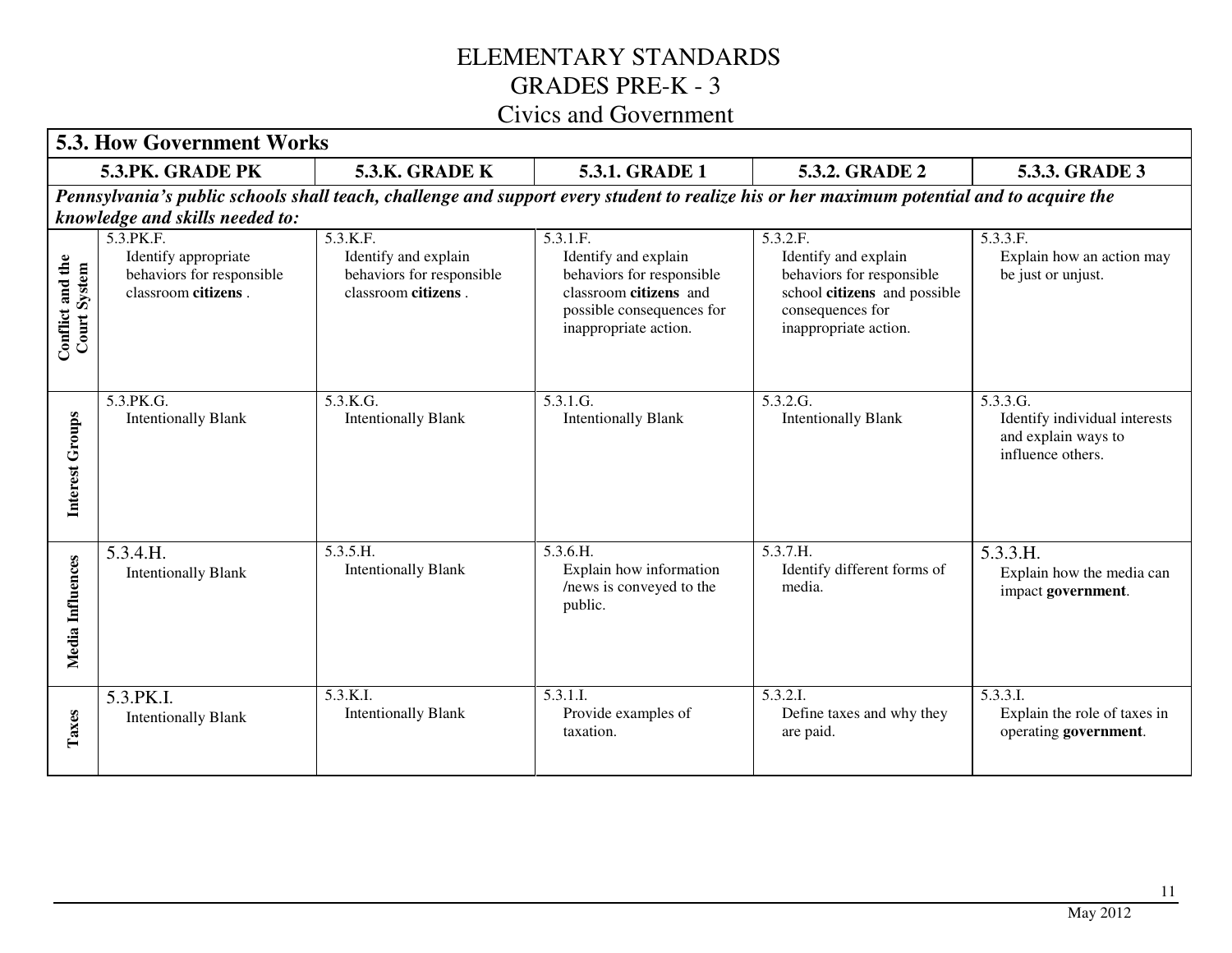# ELEMENTARY STANDARDS
# GRADES PRE-K - 3
## Civics and Government

| 5.3. How Government Works | | | | | |
|---|---|---|---|---|---|
| | **5.3.PK. GRADE PK** | **5.3.K. GRADE K** | **5.3.1. GRADE 1** | **5.3.2. GRADE 2** | **5.3.3. GRADE 3** |
| ***Pennsylvania's public schools shall teach, challenge and support every student to realize his or her maximum potential and to acquire the knowledge and skills needed to:*** | | | | | |
| **Conflict and the Court System** | 5.3.PK.F. Identify appropriate behaviors for responsible classroom **citizens** . | 5.3.K.F. Identify and explain behaviors for responsible classroom **citizens** . | 5.3.1.F. Identify and explain behaviors for responsible classroom **citizens** and possible consequences for inappropriate action. | 5.3.2.F. Identify and explain behaviors for responsible school **citizens** and possible consequences for inappropriate action. | 5.3.3.F. Explain how an action may be just or unjust. |
| **Interest Groups** | 5.3.PK.G. Intentionally Blank | 5.3.K.G. Intentionally Blank | 5.3.1.G. Intentionally Blank | 5.3.2.G. Intentionally Blank | 5.3.3.G. Identify individual interests and explain ways to influence others. |
| **Media Influences** | 5.3.4.H. Intentionally Blank | 5.3.5.H. Intentionally Blank | 5.3.6.H. Explain how information /news is conveyed to the public. | 5.3.7.H. Identify different forms of media. | 5.3.3.H. Explain how the media can impact **government**. |
| **Taxes** | 5.3.PK.I. Intentionally Blank | 5.3.K.I. Intentionally Blank | 5.3.1.I. Provide examples of taxation. | 5.3.2.I. Define taxes and why they are paid. | 5.3.3.I. Explain the role of taxes in operating **government**. |

May 2012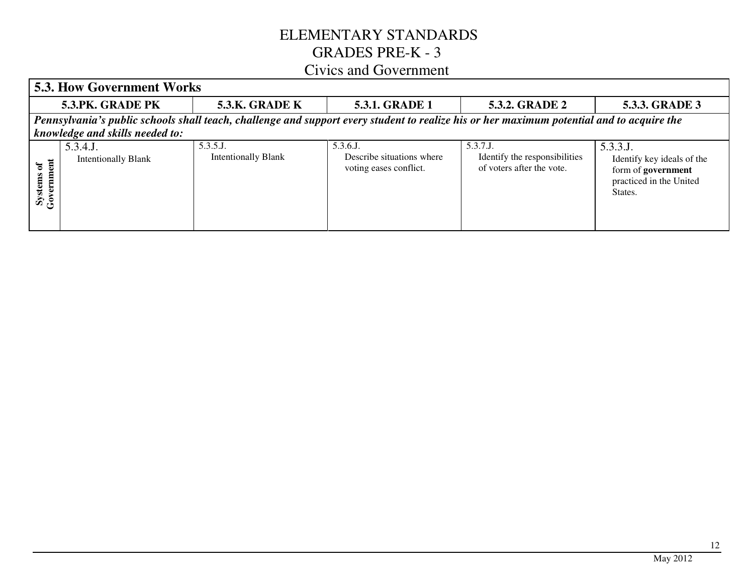# ELEMENTARY STANDARDS
# GRADES PRE-K - 3
## Civics and Government

| 5.3. How Government Works | | | | | |
|---|---|---|---|---|---|
| | **5.3.PK. GRADE PK** | **5.3.K. GRADE K** | **5.3.1. GRADE 1** | **5.3.2. GRADE 2** | **5.3.3. GRADE 3** |
| ***Pennsylvania's public schools shall teach, challenge and support every student to realize his or her maximum potential and to acquire the knowledge and skills needed to:*** | | | | | |
| **Systems of Government** | 5.3.4.J. Intentionally Blank | 5.3.5.J. Intentionally Blank | 5.3.6.J. Describe situations where voting eases conflict. | 5.3.7.J. Identify the responsibilities of voters after the vote. | 5.3.3.J. Identify key ideals of the form of **government** practiced in the United States. |

May 2012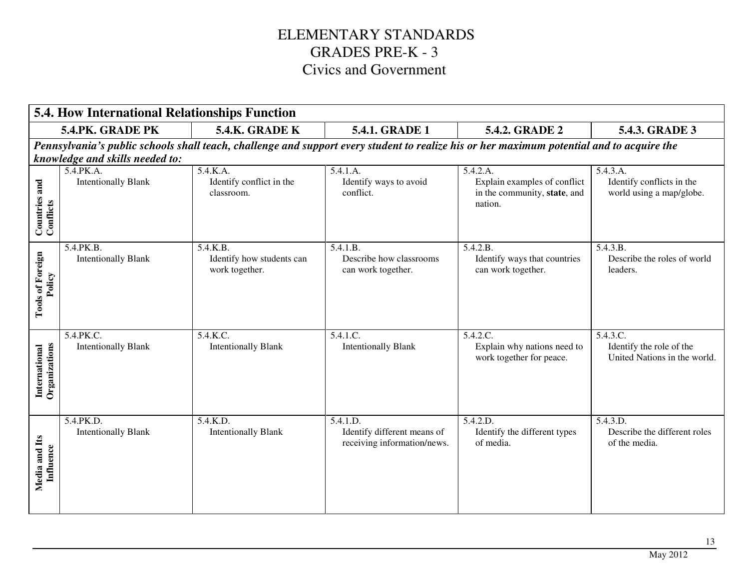# ELEMENTARY STANDARDS
# GRADES PRE-K - 3
# Civics and Government

| 5.4. How International Relationships Function | | | | | |
|---|---|---|---|---|---|
| | **5.4.PK. GRADE PK** | **5.4.K. GRADE K** | **5.4.1. GRADE 1** | **5.4.2. GRADE 2** | **5.4.3. GRADE 3** |
| ***Pennsylvania's public schools shall teach, challenge and support every student to realize his or her maximum potential and to acquire the knowledge and skills needed to:*** | | | | | |
| **Countries and Conflicts** | 5.4.PK.A. Intentionally Blank | 5.4.K.A. Identify conflict in the classroom. | 5.4.1.A. Identify ways to avoid conflict. | 5.4.2.A. Explain examples of conflict in the community, **state**, and nation. | 5.4.3.A. Identify conflicts in the world using a map/globe. |
| **Tools of Foreign Policy** | 5.4.PK.B. Intentionally Blank | 5.4.K.B. Identify how students can work together. | 5.4.1.B. Describe how classrooms can work together. | 5.4.2.B. Identify ways that countries can work together. | 5.4.3.B. Describe the roles of world leaders. |
| **International Organizations** | 5.4.PK.C. Intentionally Blank | 5.4.K.C. Intentionally Blank | 5.4.1.C. Intentionally Blank | 5.4.2.C. Explain why nations need to work together for peace. | 5.4.3.C. Identify the role of the United Nations in the world. |
| **Media and Its Influence** | 5.4.PK.D. Intentionally Blank | 5.4.K.D. Intentionally Blank | 5.4.1.D. Identify different means of receiving information/news. | 5.4.2.D. Identify the different types of media. | 5.4.3.D. Describe the different roles of the media. |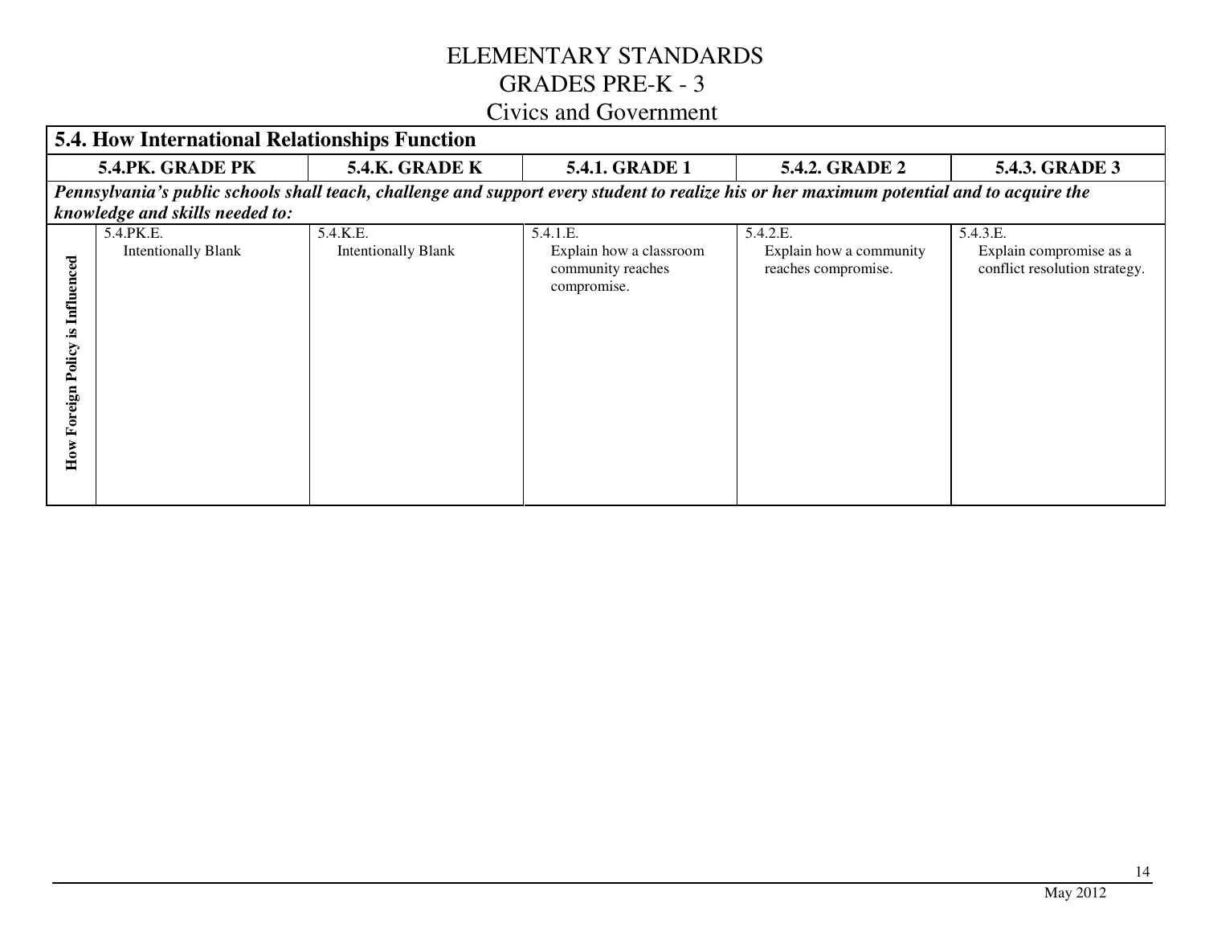# ELEMENTARY STANDARDS
# GRADES PRE-K - 3
## Civics and Government

| 5.4. How International Relationships Function | | | | | |
|---|---|---|---|---|---|
| | **5.4.PK. GRADE PK** | **5.4.K. GRADE K** | **5.4.1. GRADE 1** | **5.4.2. GRADE 2** | **5.4.3. GRADE 3** |
| ***Pennsylvania's public schools shall teach, challenge and support every student to realize his or her maximum potential and to acquire the knowledge and skills needed to:*** | | | | | |
| **How Foreign Policy is Influenced** | 5.4.PK.E. Intentionally Blank | 5.4.K.E. Intentionally Blank | 5.4.1.E. Explain how a classroom community reaches compromise. | 5.4.2.E. Explain how a community reaches compromise. | 5.4.3.E. Explain compromise as a conflict resolution strategy. |

May 2012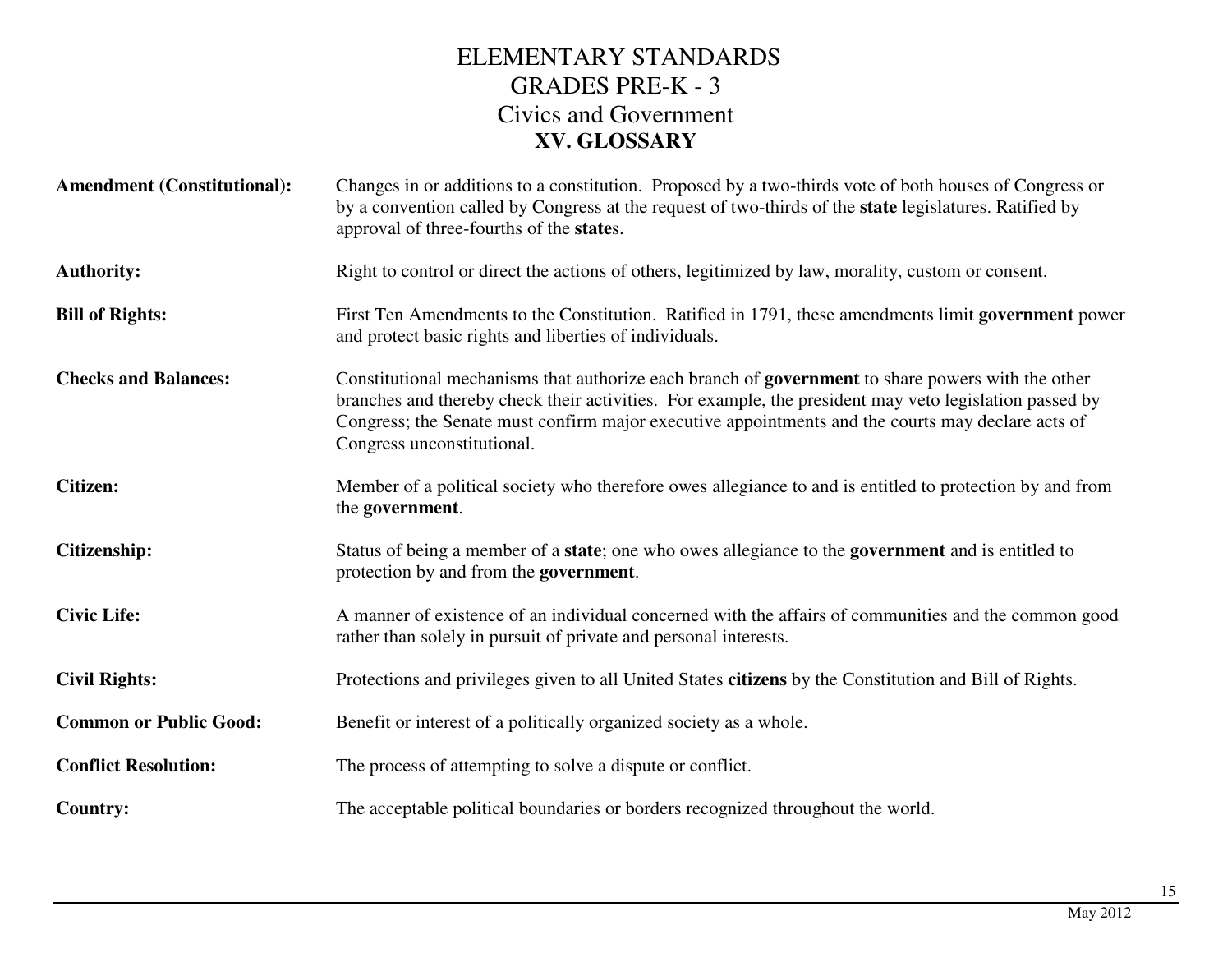# ELEMENTARY STANDARDS
# GRADES PRE-K - 3
## Civics and Government
## XV. GLOSSARY

**Amendment (Constitutional):** Changes in or additions to a constitution. Proposed by a two-thirds vote of both houses of Congress or by a convention called by Congress at the request of two-thirds of the **state** legislatures. Ratified by approval of three-fourths of the **state**s.

**Authority:** Right to control or direct the actions of others, legitimized by law, morality, custom or consent.

**Bill of Rights:** First Ten Amendments to the Constitution. Ratified in 1791, these amendments limit **government** power and protect basic rights and liberties of individuals.

**Checks and Balances:** Constitutional mechanisms that authorize each branch of **government** to share powers with the other branches and thereby check their activities. For example, the president may veto legislation passed by Congress; the Senate must confirm major executive appointments and the courts may declare acts of Congress unconstitutional.

**Citizen:** Member of a political society who therefore owes allegiance to and is entitled to protection by and from the **government**.

**Citizenship:** Status of being a member of a **state**; one who owes allegiance to the **government** and is entitled to protection by and from the **government**.

**Civic Life:** A manner of existence of an individual concerned with the affairs of communities and the common good rather than solely in pursuit of private and personal interests.

**Civil Rights:** Protections and privileges given to all United States **citizens** by the Constitution and Bill of Rights.

**Common or Public Good:** Benefit or interest of a politically organized society as a whole.

**Conflict Resolution:** The process of attempting to solve a dispute or conflict.

**Country:** The acceptable political boundaries or borders recognized throughout the world.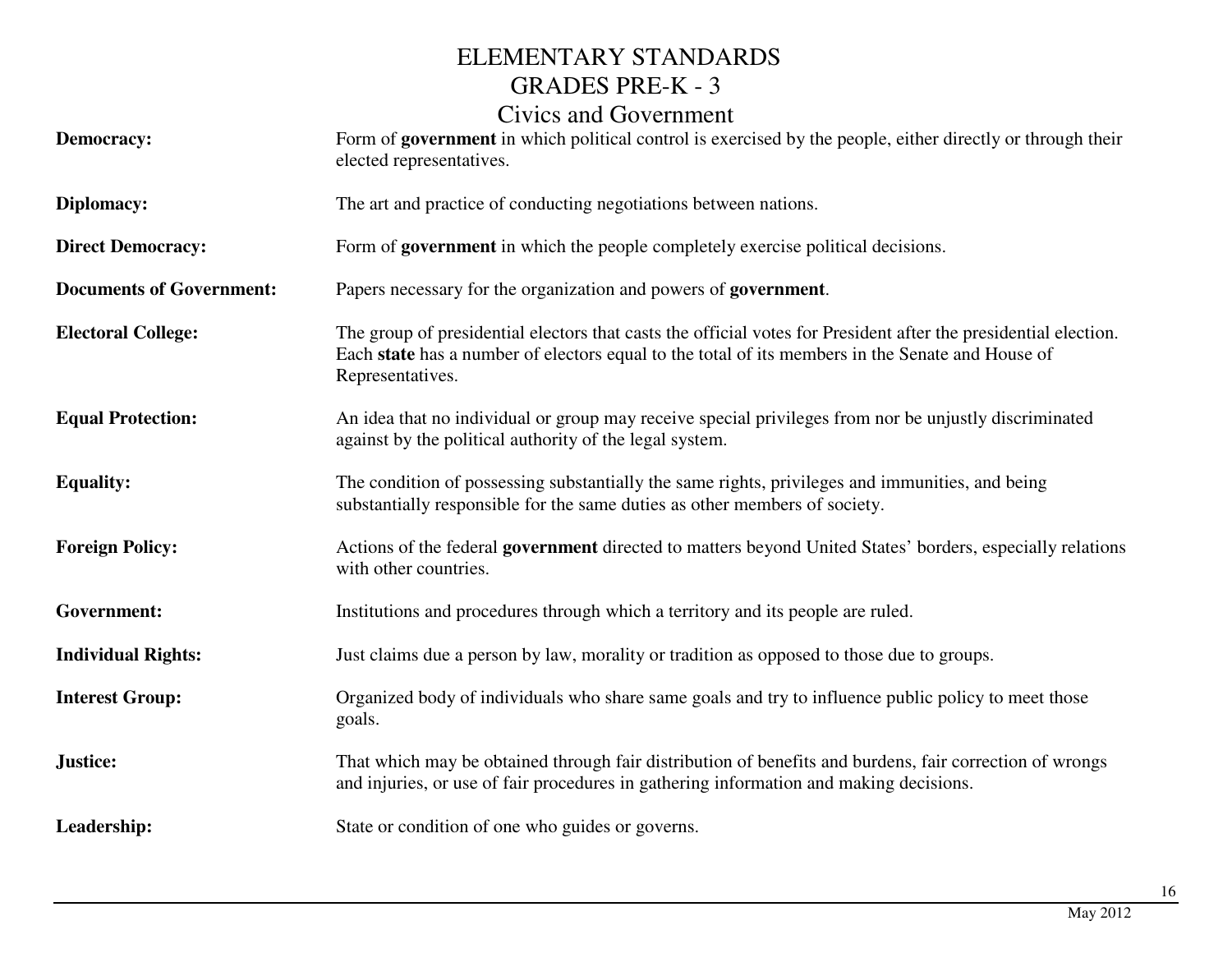# ELEMENTARY STANDARDS
# GRADES PRE-K - 3
## Civics and Government

**Democracy:** Form of **government** in which political control is exercised by the people, either directly or through their elected representatives.

**Diplomacy:** The art and practice of conducting negotiations between nations.

**Direct Democracy:** Form of **government** in which the people completely exercise political decisions.

**Documents of Government:** Papers necessary for the organization and powers of **government**.

**Electoral College:** The group of presidential electors that casts the official votes for President after the presidential election. Each **state** has a number of electors equal to the total of its members in the Senate and House of Representatives.

**Equal Protection:** An idea that no individual or group may receive special privileges from nor be unjustly discriminated against by the political authority of the legal system.

**Equality:** The condition of possessing substantially the same rights, privileges and immunities, and being substantially responsible for the same duties as other members of society.

**Foreign Policy:** Actions of the federal **government** directed to matters beyond United States' borders, especially relations with other countries.

**Government:** Institutions and procedures through which a territory and its people are ruled.

**Individual Rights:** Just claims due a person by law, morality or tradition as opposed to those due to groups.

**Interest Group:** Organized body of individuals who share same goals and try to influence public policy to meet those goals.

**Justice:** That which may be obtained through fair distribution of benefits and burdens, fair correction of wrongs and injuries, or use of fair procedures in gathering information and making decisions.

**Leadership:** State or condition of one who guides or governs.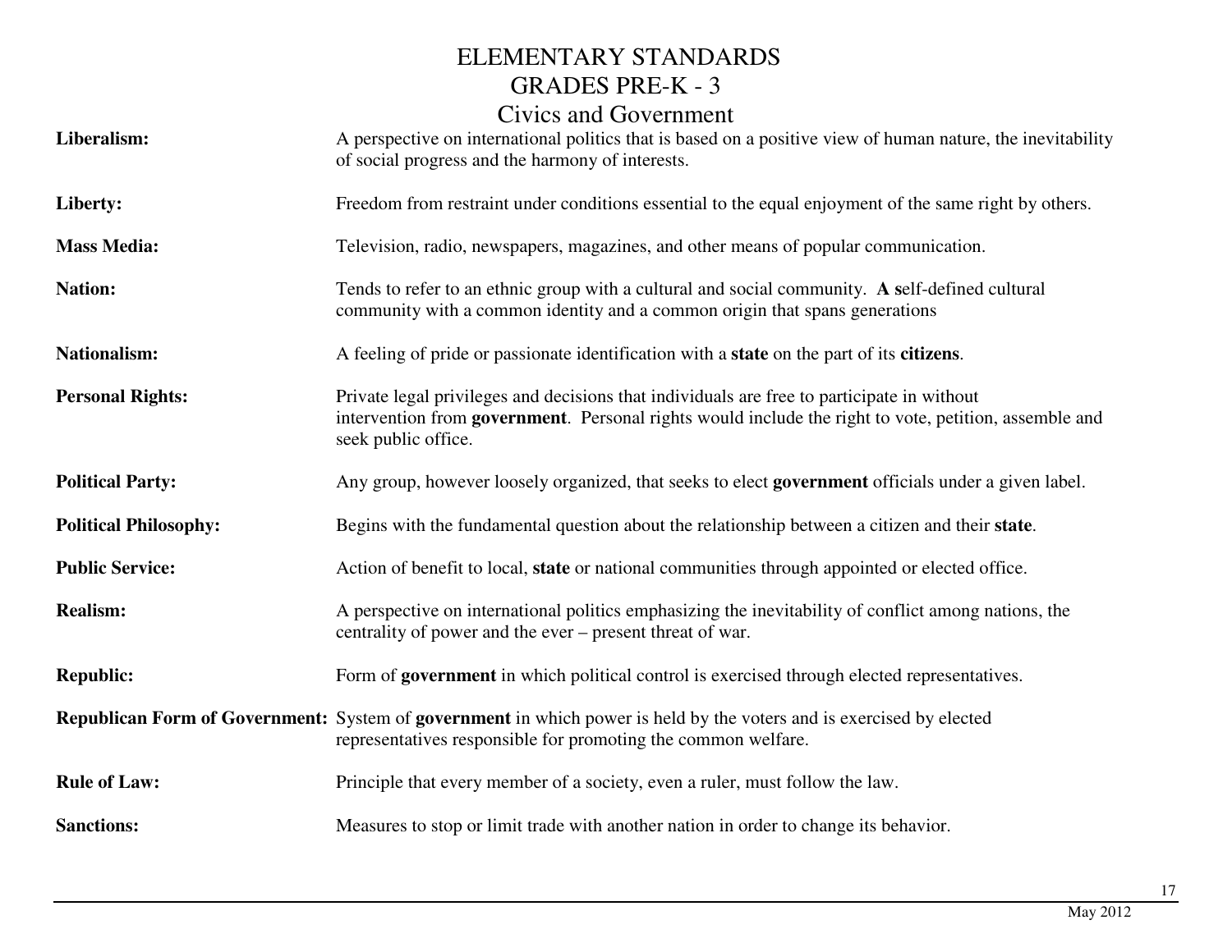# ELEMENTARY STANDARDS
## GRADES PRE-K - 3
## Civics and Government

**Liberalism:** A perspective on international politics that is based on a positive view of human nature, the inevitability of social progress and the harmony of interests.

**Liberty:** Freedom from restraint under conditions essential to the equal enjoyment of the same right by others.

**Mass Media:** Television, radio, newspapers, magazines, and other means of popular communication.

**Nation:** Tends to refer to an ethnic group with a cultural and social community. **A s**elf-defined cultural community with a common identity and a common origin that spans generations

**Nationalism:** A feeling of pride or passionate identification with a **state** on the part of its **citizens**.

**Personal Rights:** Private legal privileges and decisions that individuals are free to participate in without intervention from **government**. Personal rights would include the right to vote, petition, assemble and seek public office.

**Political Party:** Any group, however loosely organized, that seeks to elect **government** officials under a given label.

**Political Philosophy:** Begins with the fundamental question about the relationship between a citizen and their **state**.

**Public Service:** Action of benefit to local, **state** or national communities through appointed or elected office.

**Realism:** A perspective on international politics emphasizing the inevitability of conflict among nations, the centrality of power and the ever – present threat of war.

**Republic:** Form of **government** in which political control is exercised through elected representatives.

**Republican Form of Government:** System of **government** in which power is held by the voters and is exercised by elected representatives responsible for promoting the common welfare.

**Rule of Law:** Principle that every member of a society, even a ruler, must follow the law.

**Sanctions:** Measures to stop or limit trade with another nation in order to change its behavior.

May 2012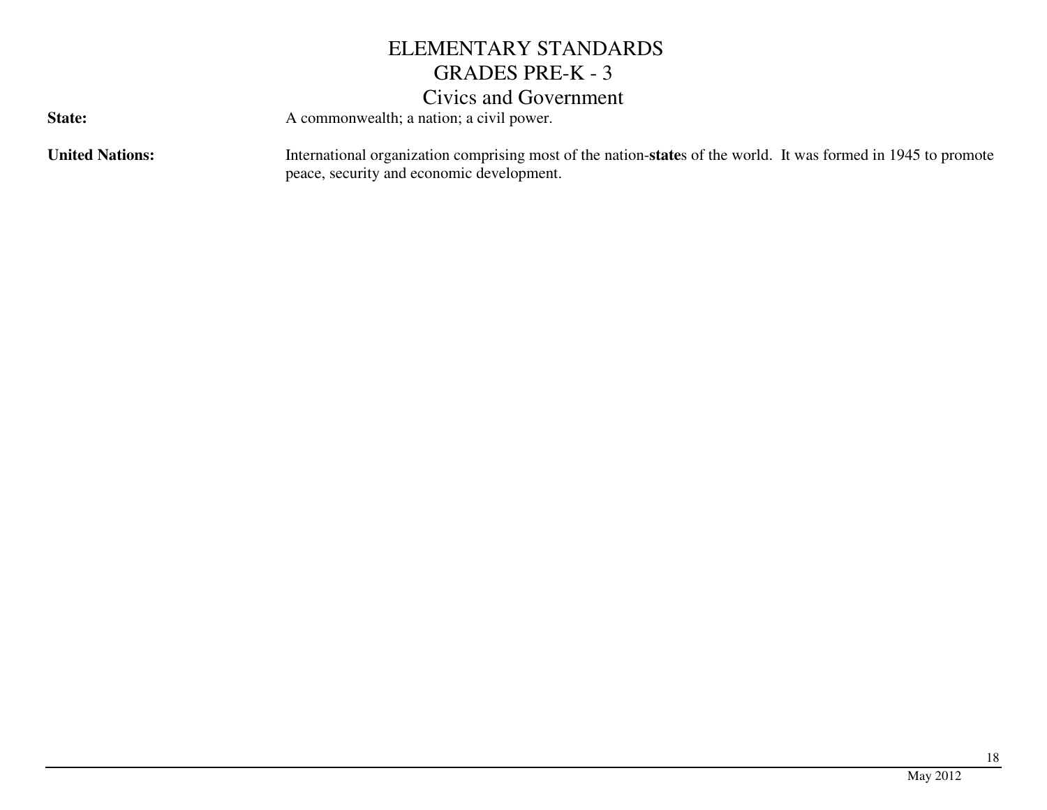# ELEMENTARY STANDARDS
## GRADES PRE-K - 3
### Civics and Government

**State:** A commonwealth; a nation; a civil power.

**United Nations:** International organization comprising most of the nation-**state**s of the world. It was formed in 1945 to promote peace, security and economic development.